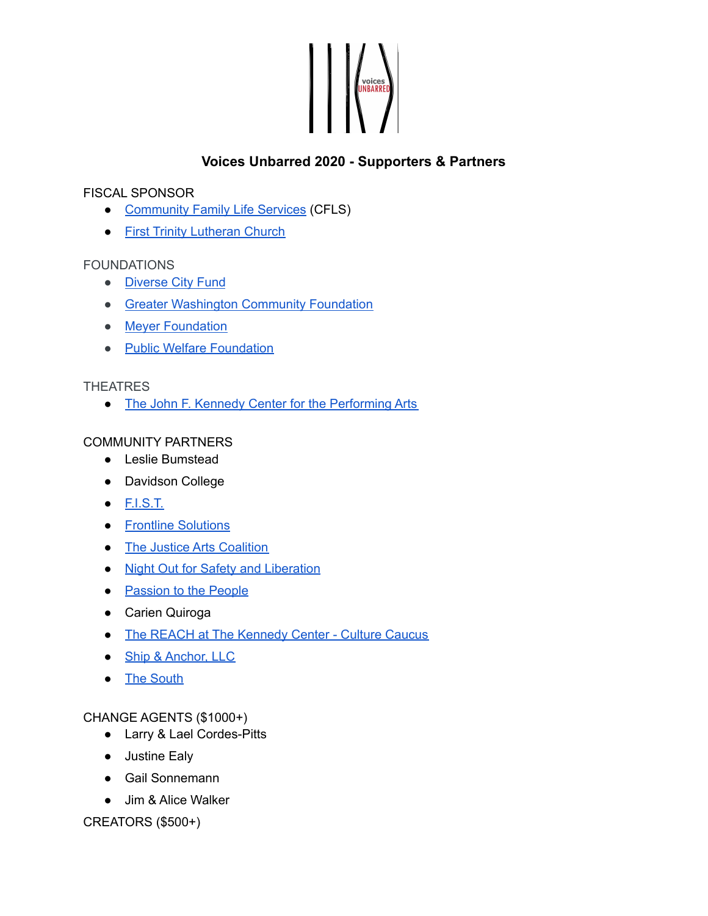# Voices Unbarred 2020 - Supporters & Partners

FISCAL SPONSOR

- Community Family Life Services (CFLS)
- First Trinity Lutheran Church

FOUNDATIONS

- Diverse City Fund
- Greater Washington Community Foundation
- Meyer Foundation
- Public Welfare Foundation

THEATRES

- The John F. Kennedy Center for the Performing Arts

COMMUNITY PARTNERS

- Leslie Bumstead
- Davidson College
- F.I.S.T.
- Frontline Solutions
- The Justice Arts Coalition
- Night Out for Safety and Liberation
- Passion to the People
- Carien Quiroga
- The REACH at The Kennedy Center - Culture Caucus
- Ship & Anchor, LLC
- The South

CHANGE AGENTS ($1000+)

- Larry & Lael Cordes-Pitts
- Justine Ealy
- Gail Sonnemann
- Jim & Alice Walker

CREATORS ($500+)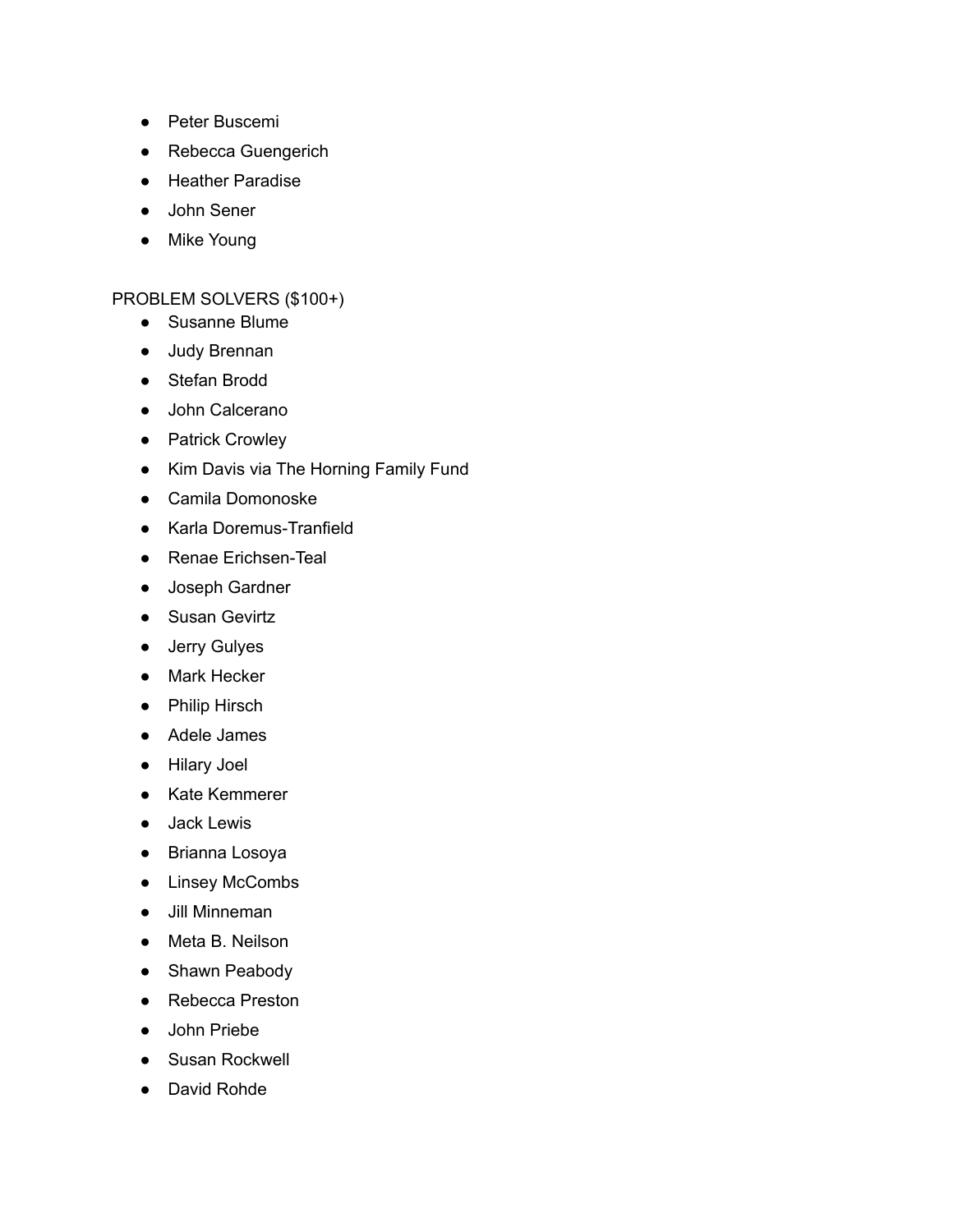- Peter Buscemi
- Rebecca Guengerich
- Heather Paradise
- John Sener
- Mike Young

PROBLEM SOLVERS ($100+)

- Susanne Blume
- Judy Brennan
- Stefan Brodd
- John Calcerano
- Patrick Crowley
- Kim Davis via The Horning Family Fund
- Camila Domonoske
- Karla Doremus-Tranfield
- Renae Erichsen-Teal
- Joseph Gardner
- Susan Gevirtz
- Jerry Gulyes
- Mark Hecker
- Philip Hirsch
- Adele James
- Hilary Joel
- Kate Kemmerer
- Jack Lewis
- Brianna Losoya
- Linsey McCombs
- Jill Minneman
- Meta B. Neilson
- Shawn Peabody
- Rebecca Preston
- John Priebe
- Susan Rockwell
- David Rohde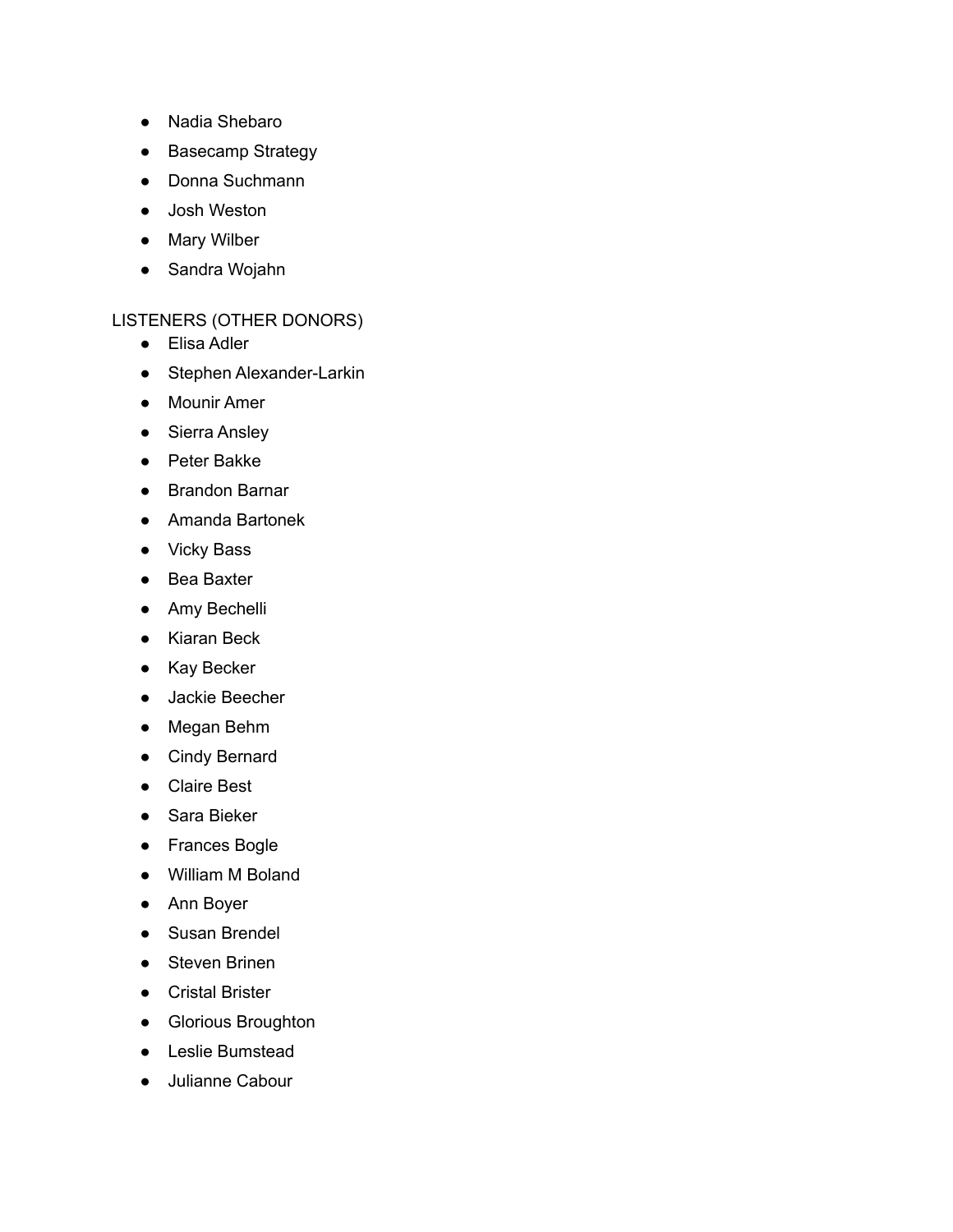- Nadia Shebaro
- Basecamp Strategy
- Donna Suchmann
- Josh Weston
- Mary Wilber
- Sandra Wojahn

LISTENERS (OTHER DONORS)

- Elisa Adler
- Stephen Alexander-Larkin
- Mounir Amer
- Sierra Ansley
- Peter Bakke
- Brandon Barnar
- Amanda Bartonek
- Vicky Bass
- Bea Baxter
- Amy Bechelli
- Kiaran Beck
- Kay Becker
- Jackie Beecher
- Megan Behm
- Cindy Bernard
- Claire Best
- Sara Bieker
- Frances Bogle
- William M Boland
- Ann Boyer
- Susan Brendel
- Steven Brinen
- Cristal Brister
- Glorious Broughton
- Leslie Bumstead
- Julianne Cabour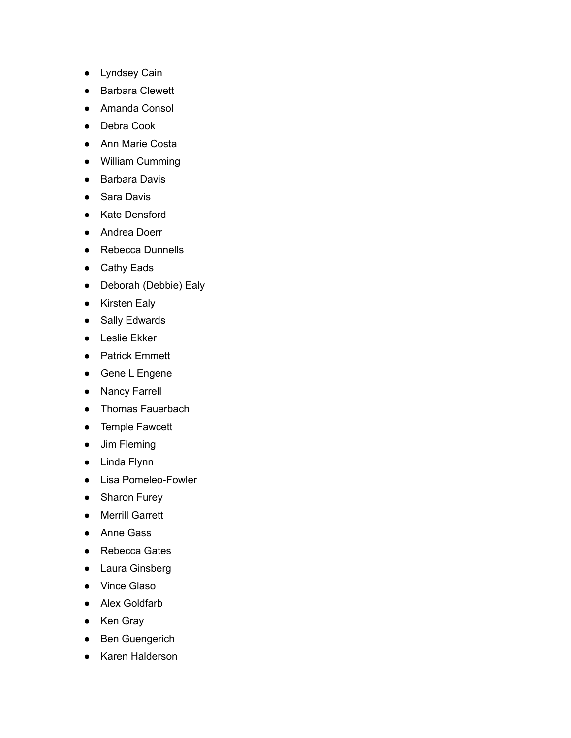- Lyndsey Cain
- Barbara Clewett
- Amanda Consol
- Debra Cook
- Ann Marie Costa
- William Cumming
- Barbara Davis
- Sara Davis
- Kate Densford
- Andrea Doerr
- Rebecca Dunnells
- Cathy Eads
- Deborah (Debbie) Ealy
- Kirsten Ealy
- Sally Edwards
- Leslie Ekker
- Patrick Emmett
- Gene L Engene
- Nancy Farrell
- Thomas Fauerbach
- Temple Fawcett
- Jim Fleming
- Linda Flynn
- Lisa Pomeleo-Fowler
- Sharon Furey
- Merrill Garrett
- Anne Gass
- Rebecca Gates
- Laura Ginsberg
- Vince Glaso
- Alex Goldfarb
- Ken Gray
- Ben Guengerich
- Karen Halderson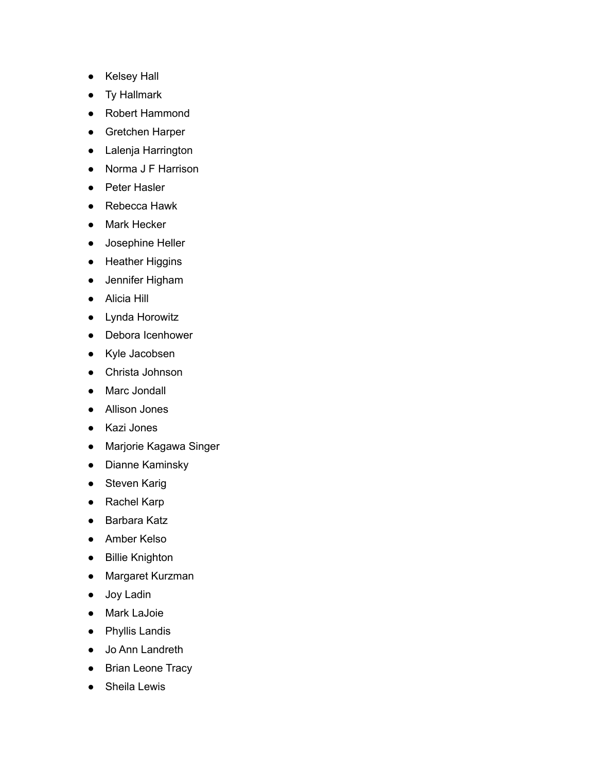- Kelsey Hall
- Ty Hallmark
- Robert Hammond
- Gretchen Harper
- Lalenja Harrington
- Norma J F Harrison
- Peter Hasler
- Rebecca Hawk
- Mark Hecker
- Josephine Heller
- Heather Higgins
- Jennifer Higham
- Alicia Hill
- Lynda Horowitz
- Debora Icenhower
- Kyle Jacobsen
- Christa Johnson
- Marc Jondall
- Allison Jones
- Kazi Jones
- Marjorie Kagawa Singer
- Dianne Kaminsky
- Steven Karig
- Rachel Karp
- Barbara Katz
- Amber Kelso
- Billie Knighton
- Margaret Kurzman
- Joy Ladin
- Mark LaJoie
- Phyllis Landis
- Jo Ann Landreth
- Brian Leone Tracy
- Sheila Lewis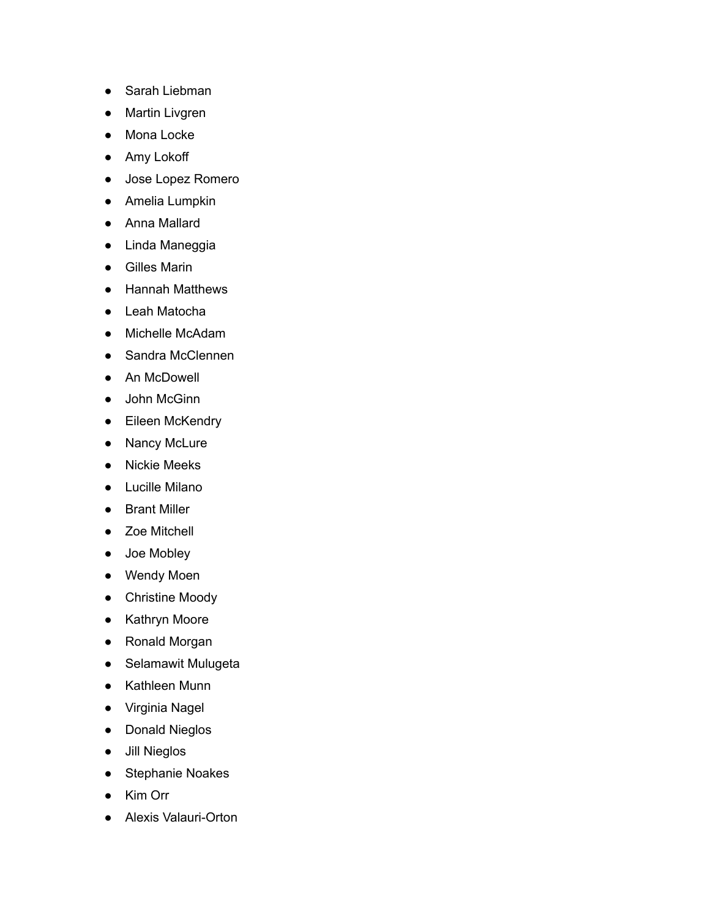- Sarah Liebman
- Martin Livgren
- Mona Locke
- Amy Lokoff
- Jose Lopez Romero
- Amelia Lumpkin
- Anna Mallard
- Linda Maneggia
- Gilles Marin
- Hannah Matthews
- Leah Matocha
- Michelle McAdam
- Sandra McClennen
- An McDowell
- John McGinn
- Eileen McKendry
- Nancy McLure
- Nickie Meeks
- Lucille Milano
- Brant Miller
- Zoe Mitchell
- Joe Mobley
- Wendy Moen
- Christine Moody
- Kathryn Moore
- Ronald Morgan
- Selamawit Mulugeta
- Kathleen Munn
- Virginia Nagel
- Donald Nieglos
- Jill Nieglos
- Stephanie Noakes
- Kim Orr
- Alexis Valauri-Orton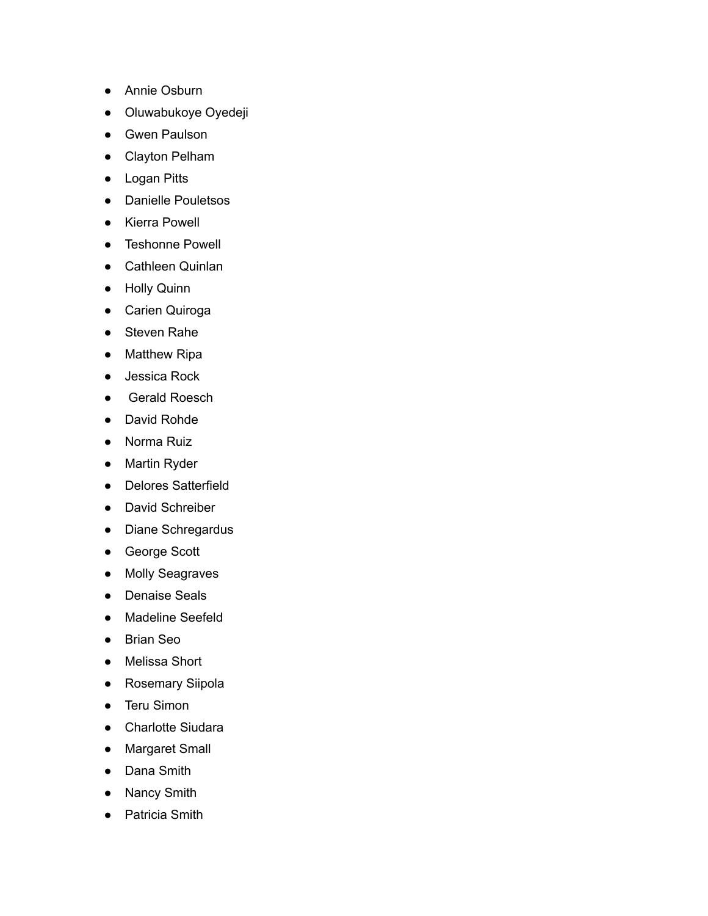- Annie Osburn
- Oluwabukoye Oyedeji
- Gwen Paulson
- Clayton Pelham
- Logan Pitts
- Danielle Pouletsos
- Kierra Powell
- Teshonne Powell
- Cathleen Quinlan
- Holly Quinn
- Carien Quiroga
- Steven Rahe
- Matthew Ripa
- Jessica Rock
- Gerald Roesch
- David Rohde
- Norma Ruiz
- Martin Ryder
- Delores Satterfield
- David Schreiber
- Diane Schregardus
- George Scott
- Molly Seagraves
- Denaise Seals
- Madeline Seefeld
- Brian Seo
- Melissa Short
- Rosemary Siipola
- Teru Simon
- Charlotte Siudara
- Margaret Small
- Dana Smith
- Nancy Smith
- Patricia Smith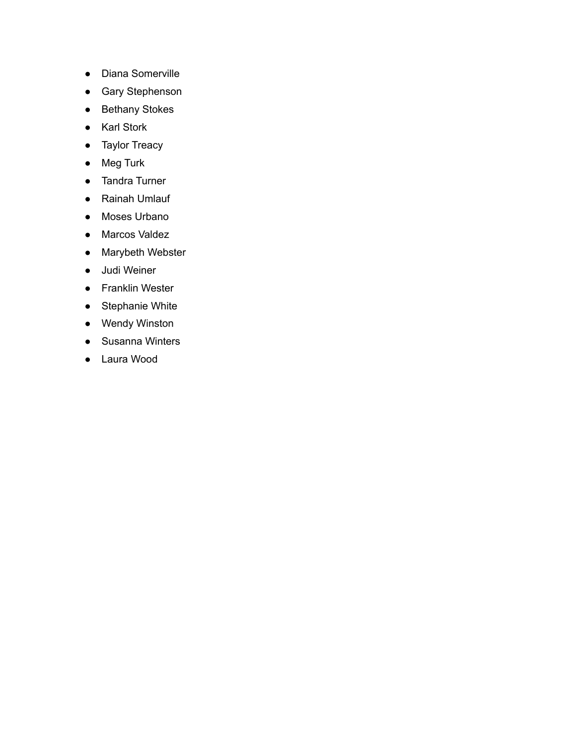- Diana Somerville
- Gary Stephenson
- Bethany Stokes
- Karl Stork
- Taylor Treacy
- Meg Turk
- Tandra Turner
- Rainah Umlauf
- Moses Urbano
- Marcos Valdez
- Marybeth Webster
- Judi Weiner
- Franklin Wester
- Stephanie White
- Wendy Winston
- Susanna Winters
- Laura Wood